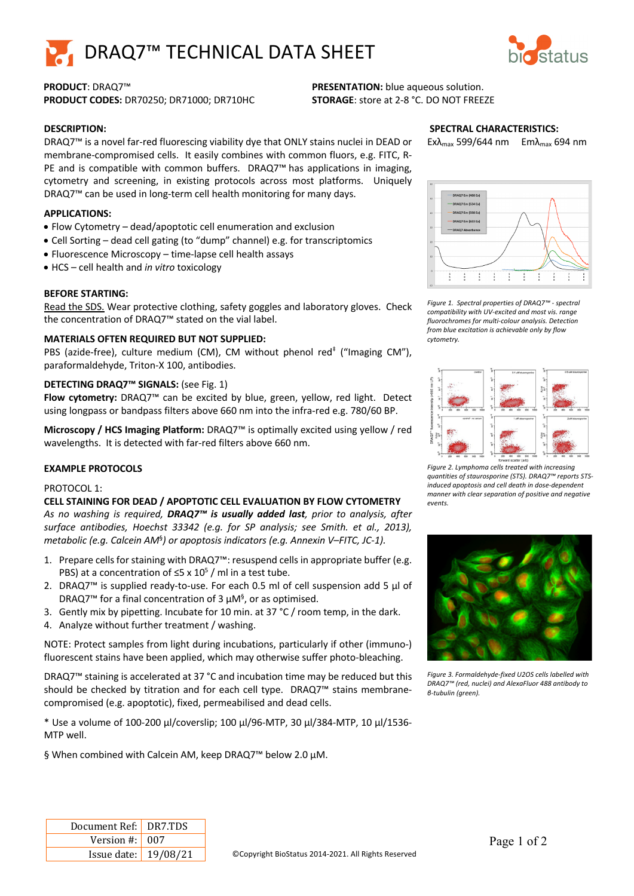# DRAQ7™ TECHNICAL DATA SHEET

**PRODUCT**: DRAQ7™
**PRODUCT CODES:** DR70250; DR71000; DR710HC

**PRESENTATION:** blue aqueous solution.
**STORAGE**: store at 2-8 °C. DO NOT FREEZE

## DESCRIPTION:

DRAQ7™ is a novel far-red fluorescing viability dye that ONLY stains nuclei in DEAD or membrane-compromised cells. It easily combines with common fluors, e.g. FITC, R-PE and is compatible with common buffers. DRAQ7™ has applications in imaging, cytometry and screening, in existing protocols across most platforms. Uniquely DRAQ7™ can be used in long-term cell health monitoring for many days.

## APPLICATIONS:

- Flow Cytometry – dead/apoptotic cell enumeration and exclusion
- Cell Sorting – dead cell gating (to "dump" channel) e.g. for transcriptomics
- Fluorescence Microscopy – time-lapse cell health assays
- HCS – cell health and *in vitro* toxicology

## BEFORE STARTING:

Read the SDS. Wear protective clothing, safety goggles and laboratory gloves. Check the concentration of DRAQ7™ stated on the vial label.

## MATERIALS OFTEN REQUIRED BUT NOT SUPPLIED:

PBS (azide-free), culture medium (CM), CM without phenol red‡ ("Imaging CM"), paraformaldehyde, Triton-X 100, antibodies.

## DETECTING DRAQ7™ SIGNALS: (see Fig. 1)

**Flow cytometry:** DRAQ7™ can be excited by blue, green, yellow, red light. Detect using longpass or bandpass filters above 660 nm into the infra-red e.g. 780/60 BP.

**Microscopy / HCS Imaging Platform:** DRAQ7™ is optimally excited using yellow / red wavelengths. It is detected with far-red filters above 660 nm.

## EXAMPLE PROTOCOLS

PROTOCOL 1:

**CELL STAINING FOR DEAD / APOPTOTIC CELL EVALUATION BY FLOW CYTOMETRY**

*As no washing is required, **DRAQ7™ is usually added last**, prior to analysis, after surface antibodies, Hoechst 33342 (e.g. for SP analysis; see Smith. et al., 2013), metabolic (e.g. Calcein AM§) or apoptosis indicators (e.g. Annexin V–FITC, JC-1).*

1. Prepare cells for staining with DRAQ7™: resuspend cells in appropriate buffer (e.g. PBS) at a concentration of ≤5 x $10^5$ / ml in a test tube.
2. DRAQ7™ is supplied ready-to-use. For each 0.5 ml of cell suspension add 5 µl of DRAQ7™ for a final concentration of 3 µM§, or as optimised.
3. Gently mix by pipetting. Incubate for 10 min. at 37 °C / room temp, in the dark.
4. Analyze without further treatment / washing.

NOTE: Protect samples from light during incubations, particularly if other (immuno-) fluorescent stains have been applied, which may otherwise suffer photo-bleaching.

DRAQ7™ staining is accelerated at 37 °C and incubation time may be reduced but this should be checked by titration and for each cell type. DRAQ7™ stains membrane-compromised (e.g. apoptotic), fixed, permeabilised and dead cells.

\* Use a volume of 100-200 µl/coverslip; 100 µl/96-MTP, 30 µl/384-MTP, 10 µl/1536-MTP well.

§ When combined with Calcein AM, keep DRAQ7™ below 2.0 µM.

## SPECTRAL CHARACTERISTICS:

Ex$\lambda_{max}$ 599/644 nm Em$\lambda_{max}$ 694 nm

*Figure 1. Spectral properties of DRAQ7™ - spectral compatibility with UV-excited and most vis. range fluorochromes for multi-colour analysis. Detection from blue excitation is achievable only by flow cytometry.*

*Figure 2. Lymphoma cells treated with increasing quantities of staurosporine (STS). DRAQ7™ reports STS-induced apoptosis and cell death in dose-dependent manner with clear separation of positive and negative events.*

*Figure 3. Formaldehyde-fixed U2OS cells labelled with DRAQ7™ (red, nuclei) and AlexaFluor 488 antibody to β-tubulin (green).*

| Document Ref: | DR7.TDS |
|---|---|
| Version #: | 007 |
| Issue date: | 19/08/21 |

©Copyright BioStatus 2014-2021. All Rights Reserved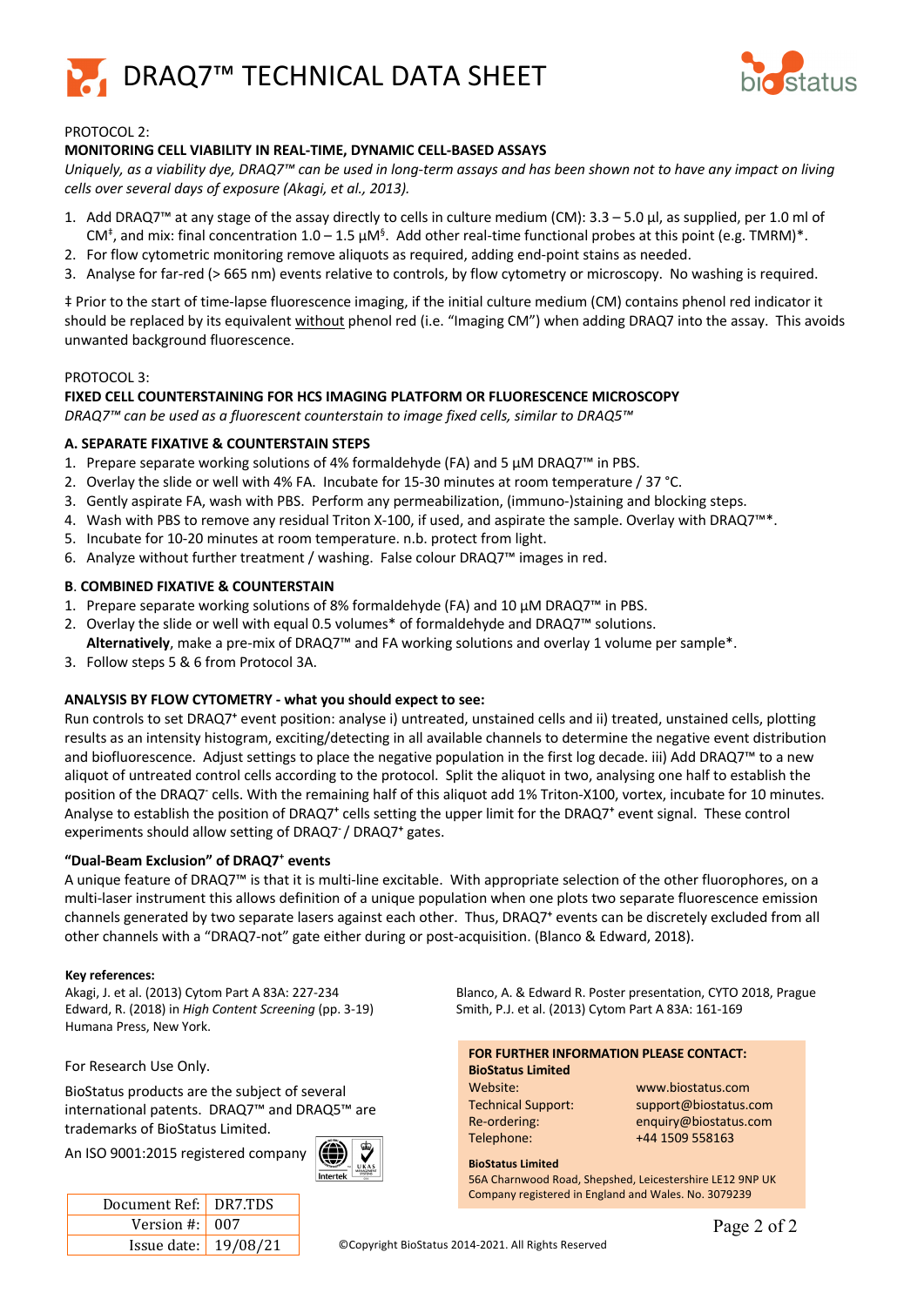PROTOCOL 2:

**MONITORING CELL VIABILITY IN REAL-TIME, DYNAMIC CELL-BASED ASSAYS**

*Uniquely, as a viability dye, DRAQ7™ can be used in long-term assays and has been shown not to have any impact on living cells over several days of exposure (Akagi, et al., 2013).*

1. Add DRAQ7™ at any stage of the assay directly to cells in culture medium (CM): 3.3 – 5.0 µl, as supplied, per 1.0 ml of CM‡, and mix: final concentration 1.0 – 1.5 µM§. Add other real-time functional probes at this point (e.g. TMRM)*.
2. For flow cytometric monitoring remove aliquots as required, adding end-point stains as needed.
3. Analyse for far-red (> 665 nm) events relative to controls, by flow cytometry or microscopy. No washing is required.

‡ Prior to the start of time-lapse fluorescence imaging, if the initial culture medium (CM) contains phenol red indicator it should be replaced by its equivalent without phenol red (i.e. "Imaging CM") when adding DRAQ7 into the assay. This avoids unwanted background fluorescence.

PROTOCOL 3:

**FIXED CELL COUNTERSTAINING FOR HCS IMAGING PLATFORM OR FLUORESCENCE MICROSCOPY**

*DRAQ7™ can be used as a fluorescent counterstain to image fixed cells, similar to DRAQ5™*

**A. SEPARATE FIXATIVE & COUNTERSTAIN STEPS**

1. Prepare separate working solutions of 4% formaldehyde (FA) and 5 µM DRAQ7™ in PBS.
2. Overlay the slide or well with 4% FA. Incubate for 15-30 minutes at room temperature / 37 °C.
3. Gently aspirate FA, wash with PBS. Perform any permeabilization, (immuno-)staining and blocking steps.
4. Wash with PBS to remove any residual Triton X-100, if used, and aspirate the sample. Overlay with DRAQ7™*.
5. Incubate for 10-20 minutes at room temperature. n.b. protect from light.
6. Analyze without further treatment / washing. False colour DRAQ7™ images in red.

**B. COMBINED FIXATIVE & COUNTERSTAIN**

1. Prepare separate working solutions of 8% formaldehyde (FA) and 10 µM DRAQ7™ in PBS.
2. Overlay the slide or well with equal 0.5 volumes* of formaldehyde and DRAQ7™ solutions.
   **Alternatively**, make a pre-mix of DRAQ7™ and FA working solutions and overlay 1 volume per sample*.
3. Follow steps 5 & 6 from Protocol 3A.

**ANALYSIS BY FLOW CYTOMETRY - what you should expect to see:**

Run controls to set DRAQ7$^+$ event position: analyse i) untreated, unstained cells and ii) treated, unstained cells, plotting results as an intensity histogram, exciting/detecting in all available channels to determine the negative event distribution and biofluorescence. Adjust settings to place the negative population in the first log decade. iii) Add DRAQ7™ to a new aliquot of untreated control cells according to the protocol. Split the aliquot in two, analysing one half to establish the position of the DRAQ7$^-$ cells. With the remaining half of this aliquot add 1% Triton-X100, vortex, incubate for 10 minutes. Analyse to establish the position of DRAQ7$^+$ cells setting the upper limit for the DRAQ7$^+$ event signal. These control experiments should allow setting of DRAQ7$^-$ / DRAQ7$^+$ gates.

**"Dual-Beam Exclusion" of DRAQ7$^+$ events**

A unique feature of DRAQ7™ is that it is multi-line excitable. With appropriate selection of the other fluorophores, on a multi-laser instrument this allows definition of a unique population when one plots two separate fluorescence emission channels generated by two separate lasers against each other. Thus, DRAQ7$^+$ events can be discretely excluded from all other channels with a "DRAQ7-not" gate either during or post-acquisition. (Blanco & Edward, 2018).

**Key references:**

Akagi, J. et al. (2013) Cytom Part A 83A: 227-234
Edward, R. (2018) in *High Content Screening* (pp. 3-19) Humana Press, New York.
Blanco, A. & Edward R. Poster presentation, CYTO 2018, Prague
Smith, P.J. et al. (2013) Cytom Part A 83A: 161-169

For Research Use Only.

BioStatus products are the subject of several international patents. DRAQ7™ and DRAQ5™ are trademarks of BioStatus Limited.

An ISO 9001:2015 registered company

**FOR FURTHER INFORMATION PLEASE CONTACT:**
**BioStatus Limited**

| | |
|---|---|
| Website: | www.biostatus.com |
| Technical Support: | support@biostatus.com |
| Re-ordering: | enquiry@biostatus.com |
| Telephone: | +44 1509 558163 |

**BioStatus Limited**
56A Charnwood Road, Shepshed, Leicestershire LE12 9NP UK
Company registered in England and Wales. No. 3079239

| | |
|---|---|
| Document Ref: | DR7.TDS |
| Version #: | 007 |
| Issue date: | 19/08/21 |

©Copyright BioStatus 2014-2021. All Rights Reserved